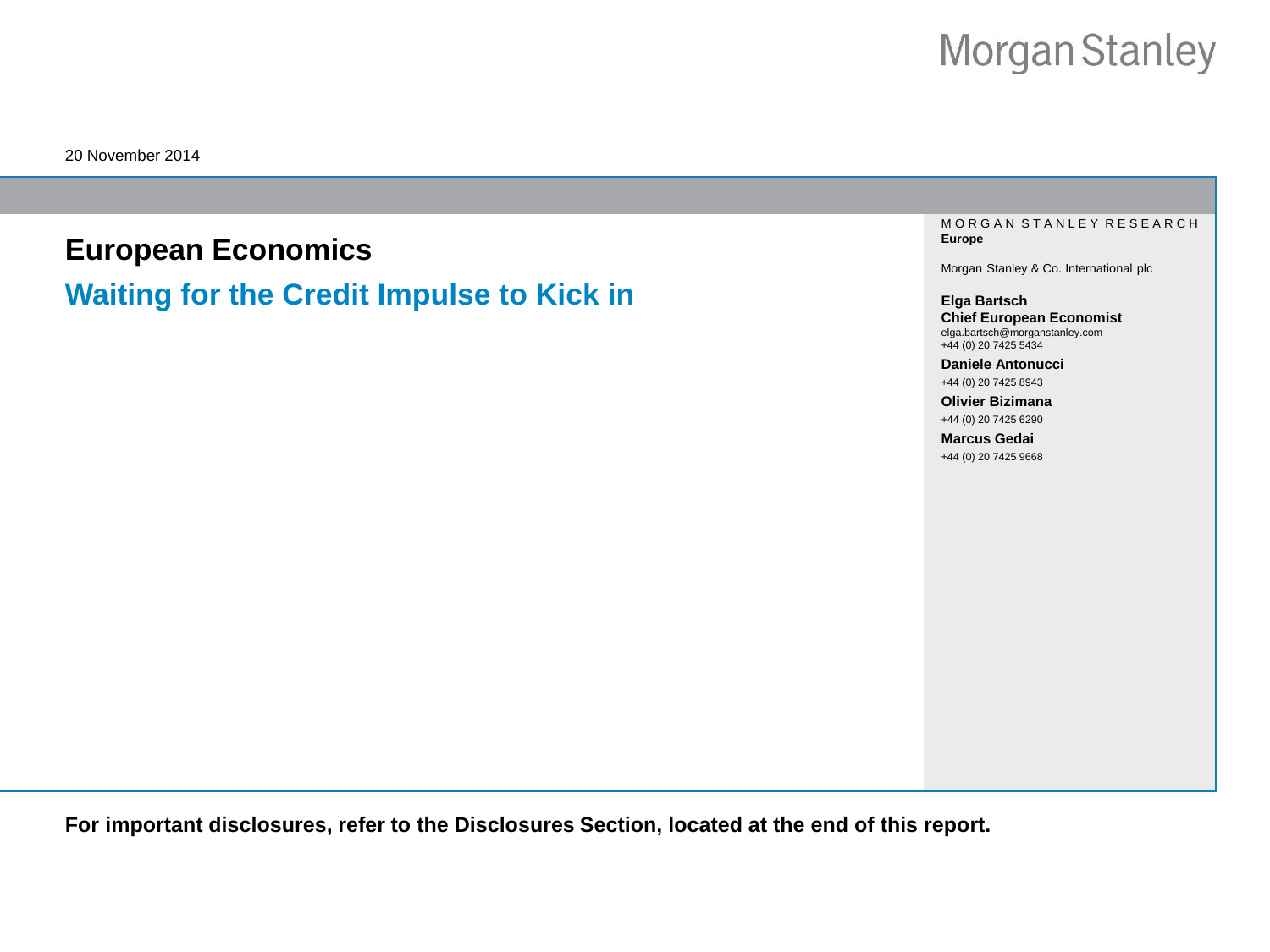Morgan Stanley

20 November 2014

# European Economics

## Waiting for the Credit Impulse to Kick in

MORGAN STANLEY RESEARCH
**Europe**

Morgan Stanley & Co. International plc

**Elga Bartsch**
**Chief European Economist**
elga.bartsch@morganstanley.com
+44 (0) 20 7425 5434

**Daniele Antonucci**
+44 (0) 20 7425 8943

**Olivier Bizimana**
+44 (0) 20 7425 6290

**Marcus Gedai**
+44 (0) 20 7425 9668

**For important disclosures, refer to the Disclosures Section, located at the end of this report.**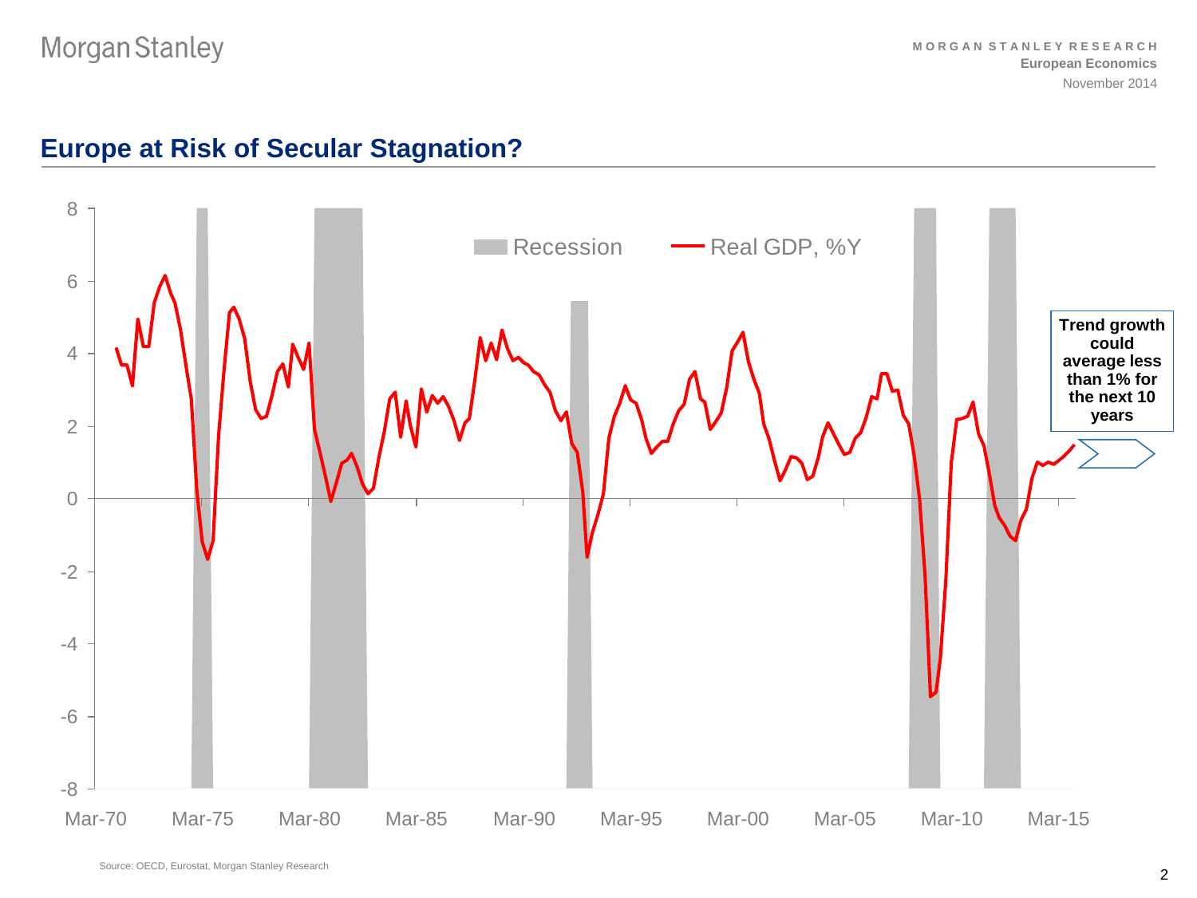# Europe at Risk of Secular Stagnation?

Recession — Real GDP, %Y

**Trend growth could average less than 1% for the next 10 years**

Source: OECD, Eurostat, Morgan Stanley Research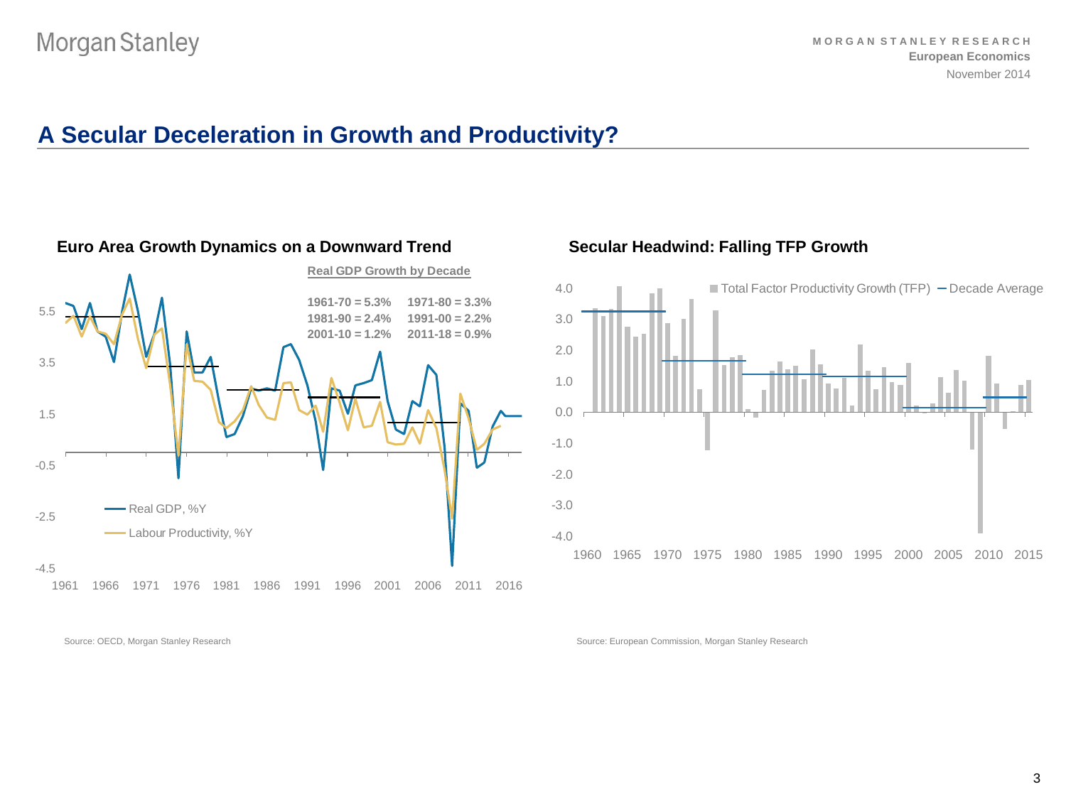# A Secular Deceleration in Growth and Productivity?

## Euro Area Growth Dynamics on a Downward Trend

**Real GDP Growth by Decade**

**1961-70 = 5.3%** **1971-80 = 3.3%**
**1981-90 = 2.4%** **1991-00 = 2.2%**
**2001-10 = 1.2%** **2011-18 = 0.9%**

Real GDP, %Y
Labour Productivity, %Y

Source: OECD, Morgan Stanley Research

## Secular Headwind: Falling TFP Growth

Total Factor Productivity Growth (TFP) — Decade Average

Source: European Commission, Morgan Stanley Research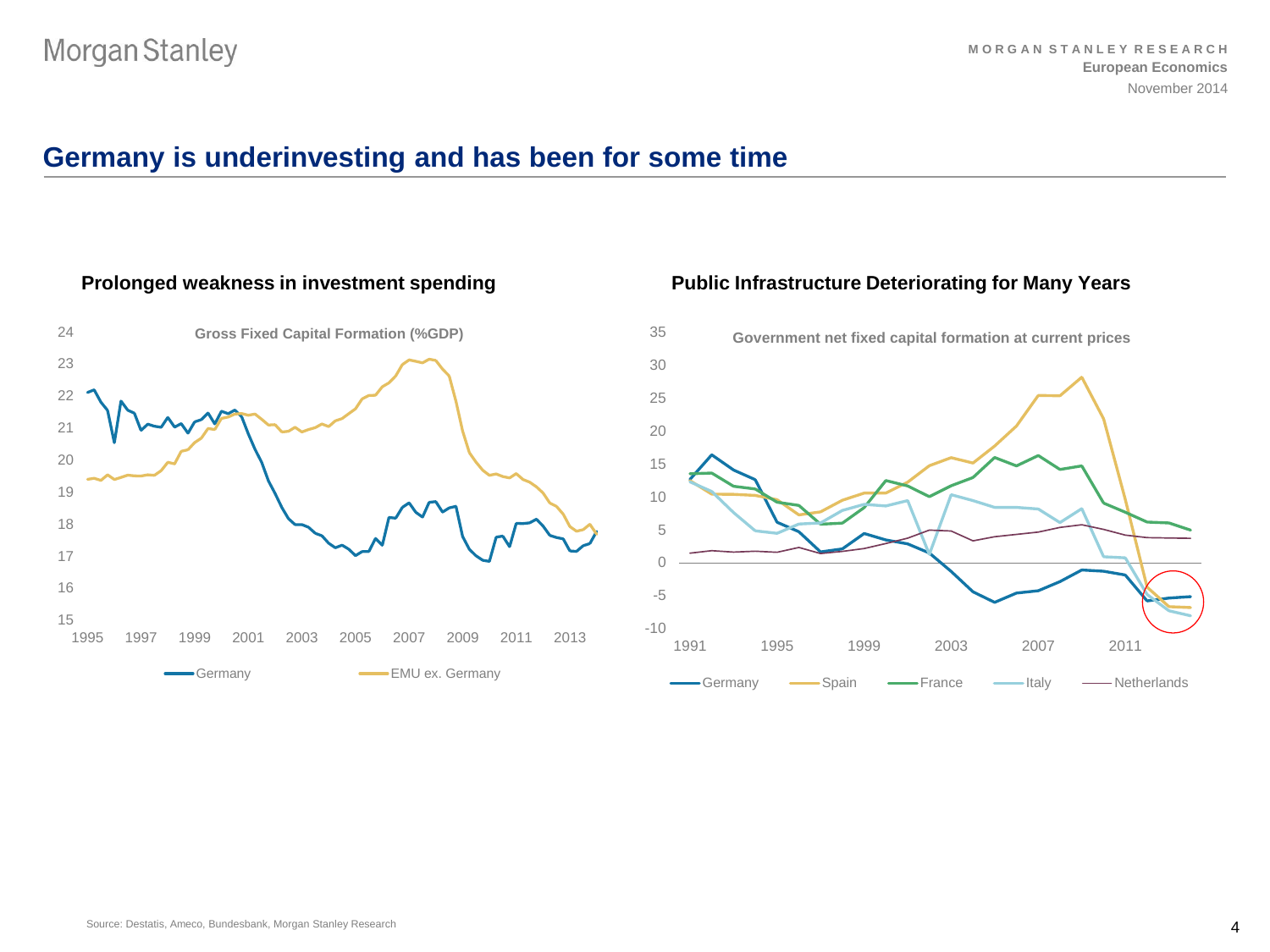# Germany is underinvesting and has been for some time

**Prolonged weakness in investment spending**

Gross Fixed Capital Formation (%GDP)

Germany — EMU ex. Germany

**Public Infrastructure Deteriorating for Many Years**

Government net fixed capital formation at current prices

Germany — Spain — France — Italy — Netherlands

Source: Destatis, Ameco, Bundesbank, Morgan Stanley Research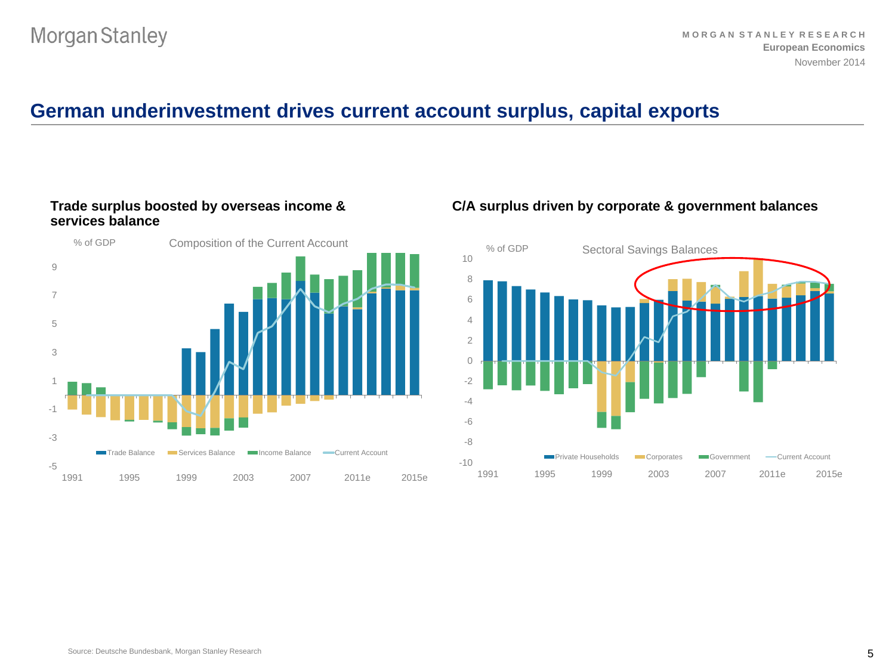# German underinvestment drives current account surplus, capital exports

**Trade surplus boosted by overseas income & services balance**

% of GDP — Composition of the Current Account

Legend: Trade Balance, Services Balance, Income Balance, Current Account

**C/A surplus driven by corporate & government balances**

% of GDP — Sectoral Savings Balances

Legend: Private Households, Corporates, Government, Current Account

Source: Deutsche Bundesbank, Morgan Stanley Research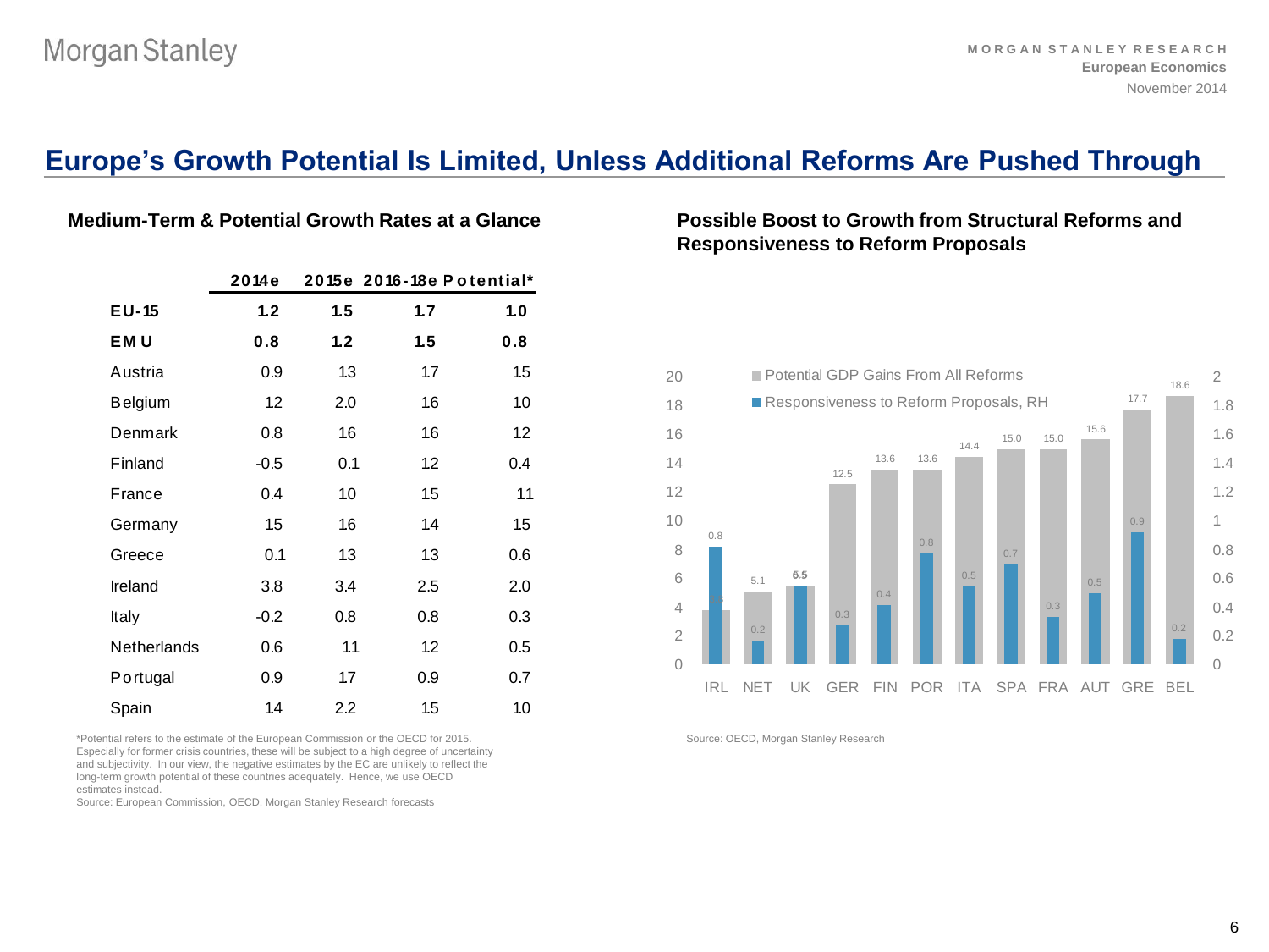# Europe's Growth Potential Is Limited, Unless Additional Reforms Are Pushed Through

## Medium-Term & Potential Growth Rates at a Glance

| | 2014e | 2015e | 2016-18e | Potential* |
|---|---|---|---|---|
| **EU-15** | **1.2** | **1.5** | **1.7** | **1.0** |
| **EMU** | **0.8** | **1.2** | **1.5** | **0.8** |
| Austria | 0.9 | 1.3 | 1.7 | 1.5 |
| Belgium | 1.2 | 2.0 | 1.6 | 1.0 |
| Denmark | 0.8 | 1.6 | 1.6 | 1.2 |
| Finland | -0.5 | 0.1 | 1.2 | 0.4 |
| France | 0.4 | 1.0 | 1.5 | 1.1 |
| Germany | 1.5 | 1.6 | 1.4 | 1.5 |
| Greece | 0.1 | 1.3 | 1.3 | 0.6 |
| Ireland | 3.8 | 3.4 | 2.5 | 2.0 |
| Italy | -0.2 | 0.8 | 0.8 | 0.3 |
| Netherlands | 0.6 | 1.1 | 1.2 | 0.5 |
| Portugal | 0.9 | 1.7 | 0.9 | 0.7 |
| Spain | 1.4 | 2.2 | 1.5 | 1.0 |

*Potential refers to the estimate of the European Commission or the OECD for 2015. Especially for former crisis countries, these will be subject to a high degree of uncertainty and subjectivity. In our view, the negative estimates by the EC are unlikely to reflect the long-term growth potential of these countries adequately. Hence, we use OECD estimates instead.
Source: European Commission, OECD, Morgan Stanley Research forecasts

## Possible Boost to Growth from Structural Reforms and Responsiveness to Reform Proposals

| | Potential GDP Gains From All Reforms | Responsiveness to Reform Proposals, RH |
|---|---|---|
| IRL | 3.8 | 0.8 |
| NET | 5.1 | 0.2 |
| UK | 5.5 | 0.5 |
| GER | 12.5 | 0.3 |
| FIN | 13.6 | 0.4 |
| POR | 13.6 | 0.8 |
| ITA | 14.4 | 0.5 |
| SPA | 15.0 | 0.7 |
| FRA | 15.0 | 0.3 |
| AUT | 15.6 | 0.5 |
| GRE | 17.7 | 0.9 |
| BEL | 18.6 | 0.2 |

Source: OECD, Morgan Stanley Research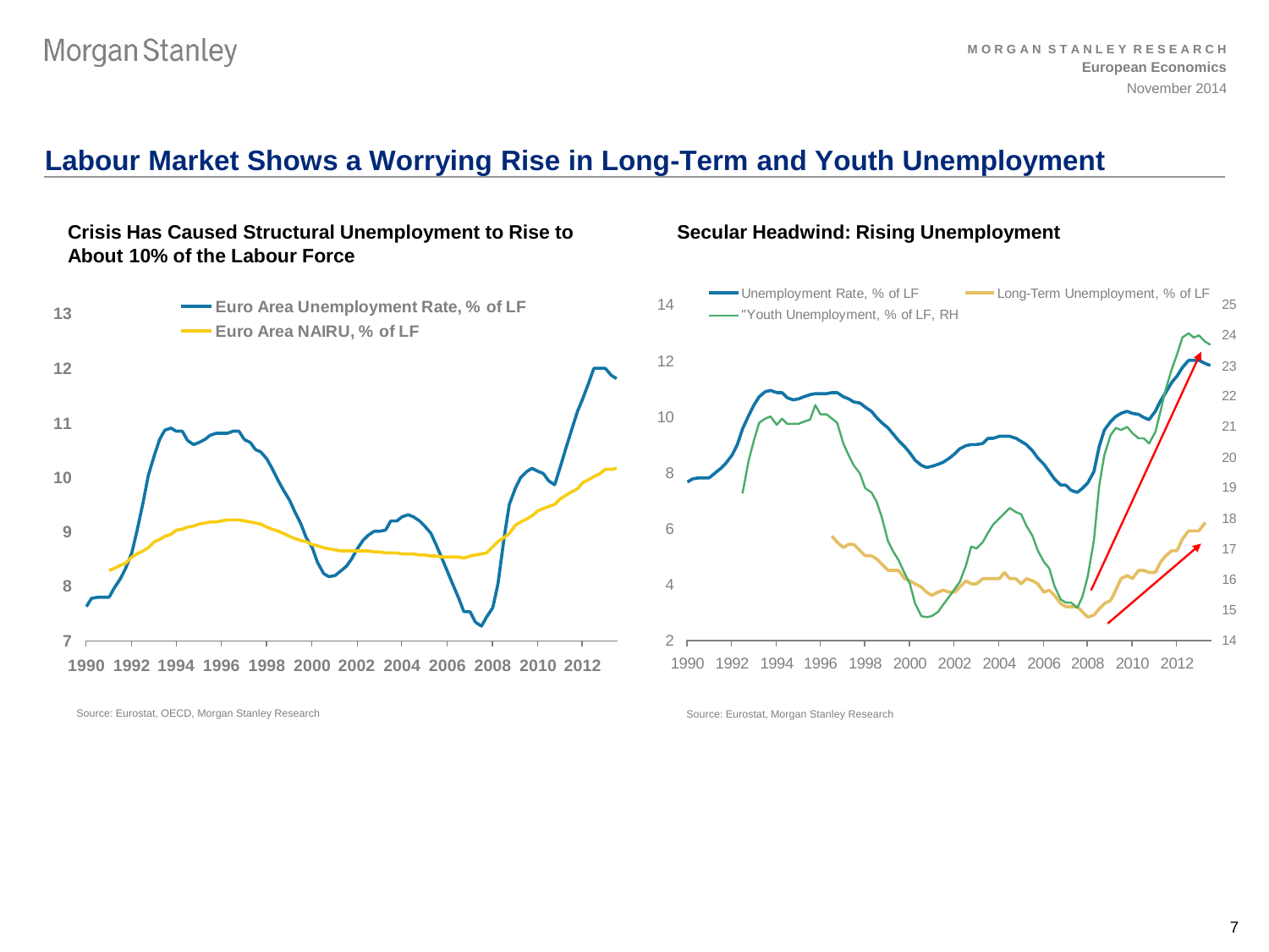# Labour Market Shows a Worrying Rise in Long-Term and Youth Unemployment

**Crisis Has Caused Structural Unemployment to Rise to About 10% of the Labour Force**

Euro Area Unemployment Rate, % of LF
Euro Area NAIRU, % of LF

Source: Eurostat, OECD, Morgan Stanley Research

**Secular Headwind: Rising Unemployment**

Unemployment Rate, % of LF
Long-Term Unemployment, % of LF
"Youth Unemployment, % of LF, RH

Source: Eurostat, Morgan Stanley Research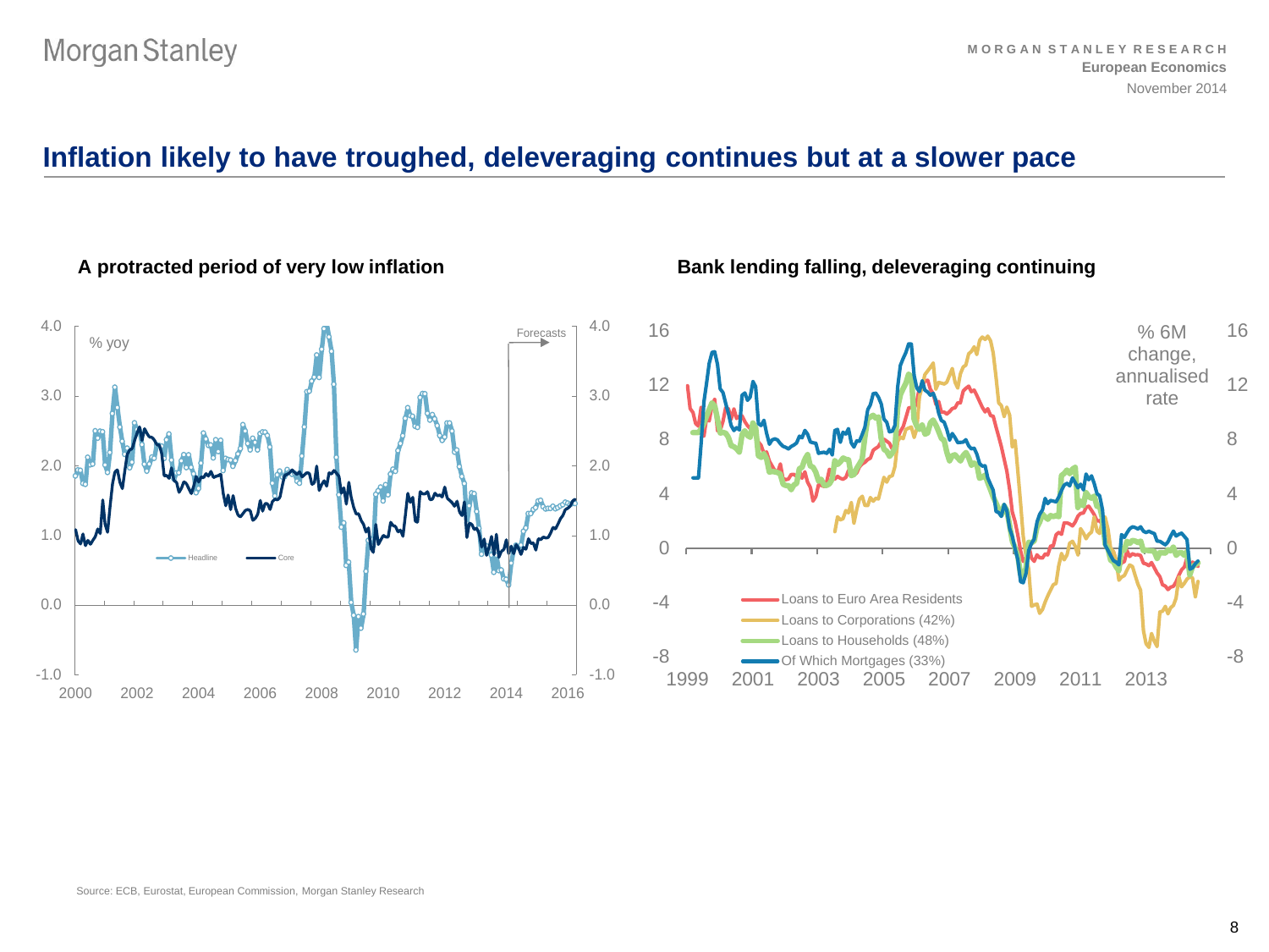# Inflation likely to have troughed, deleveraging continues but at a slower pace

**A protracted period of very low inflation**

**Bank lending falling, deleveraging continuing**

Source: ECB, Eurostat, European Commission, Morgan Stanley Research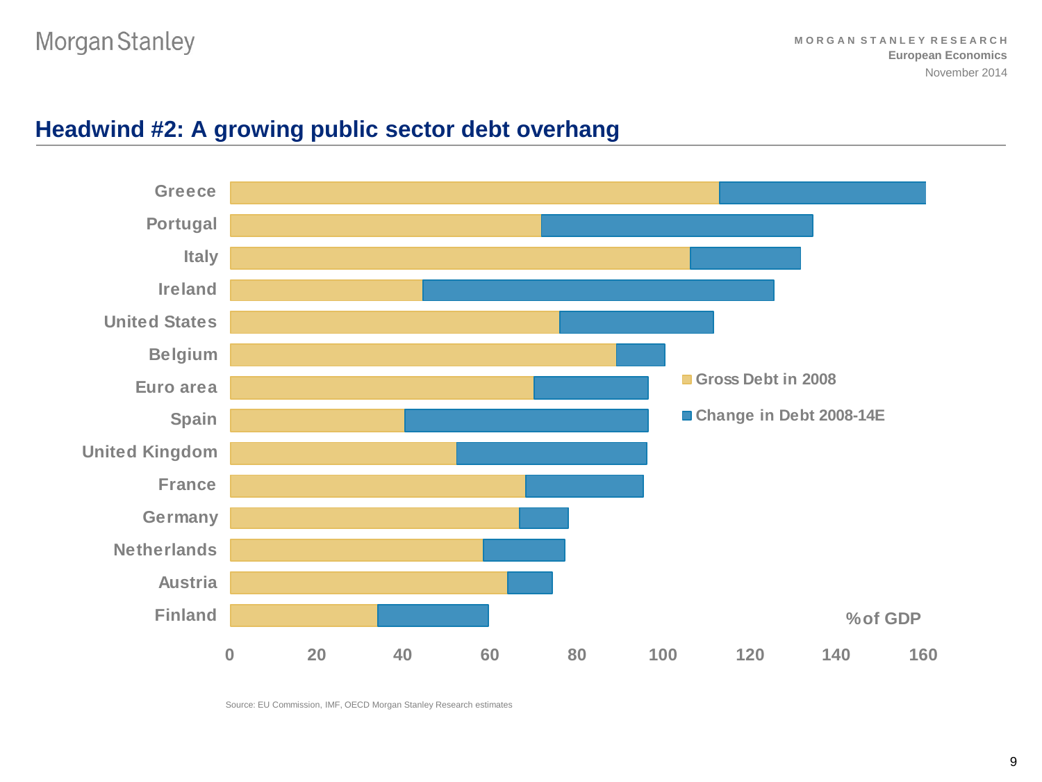# Headwind #2: A growing public sector debt overhang

Gross Debt in 2008

Change in Debt 2008-14E

Greece
Portugal
Italy
Ireland
United States
Belgium
Euro area
Spain
United Kingdom
France
Germany
Netherlands
Austria
Finland

0 20 40 60 80 100 120 140 160

% of GDP

Source: EU Commission, IMF, OECD Morgan Stanley Research estimates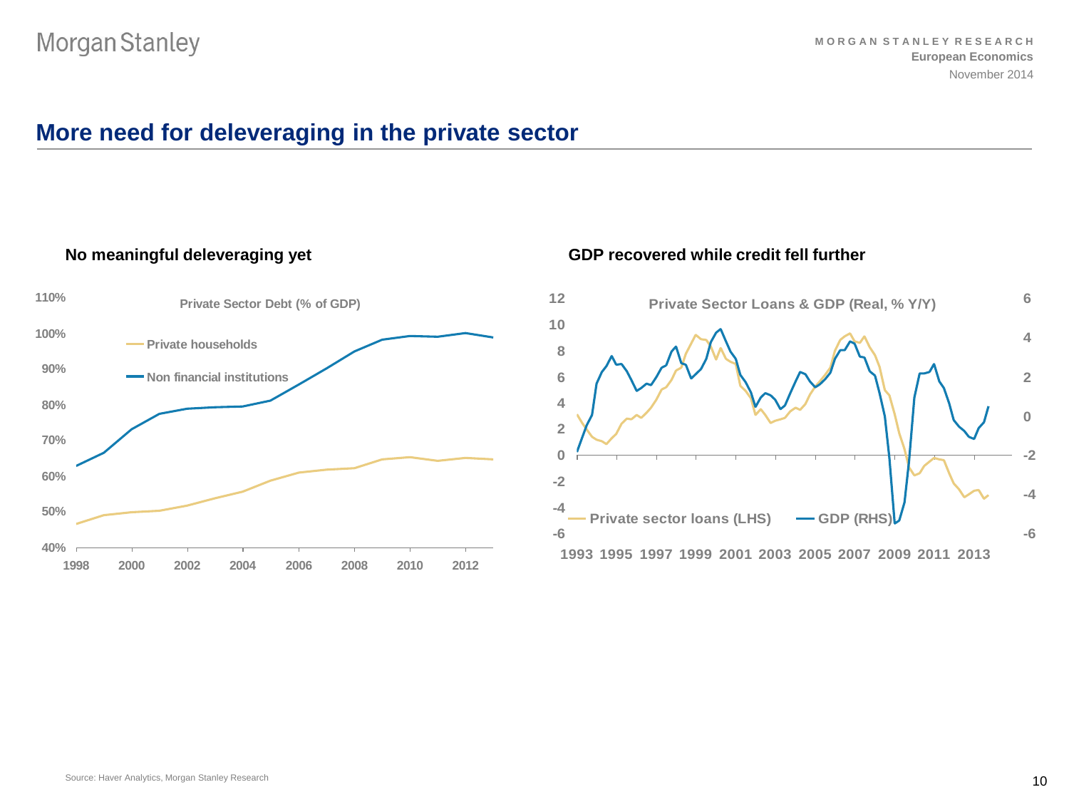## More need for deleveraging in the private sector

**No meaningful deleveraging yet**

Private Sector Debt (% of GDP)

- Private households
- Non financial institutions

**GDP recovered while credit fell further**

Private Sector Loans & GDP (Real, % Y/Y)

- Private sector loans (LHS)
- GDP (RHS)

Source: Haver Analytics, Morgan Stanley Research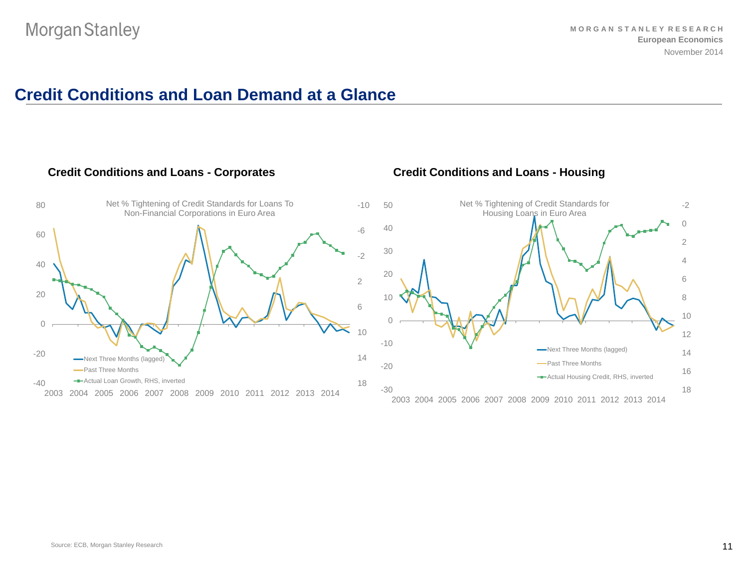## Credit Conditions and Loan Demand at a Glance

**Credit Conditions and Loans - Corporates**

Net % Tightening of Credit Standards for Loans To Non-Financial Corporations in Euro Area

- Next Three Months (lagged)
- Past Three Months
- Actual Loan Growth, RHS, inverted

**Credit Conditions and Loans - Housing**

Net % Tightening of Credit Standards for Housing Loans in Euro Area

- Next Three Months (lagged)
- Past Three Months
- Actual Housing Credit, RHS, inverted

Source: ECB, Morgan Stanley Research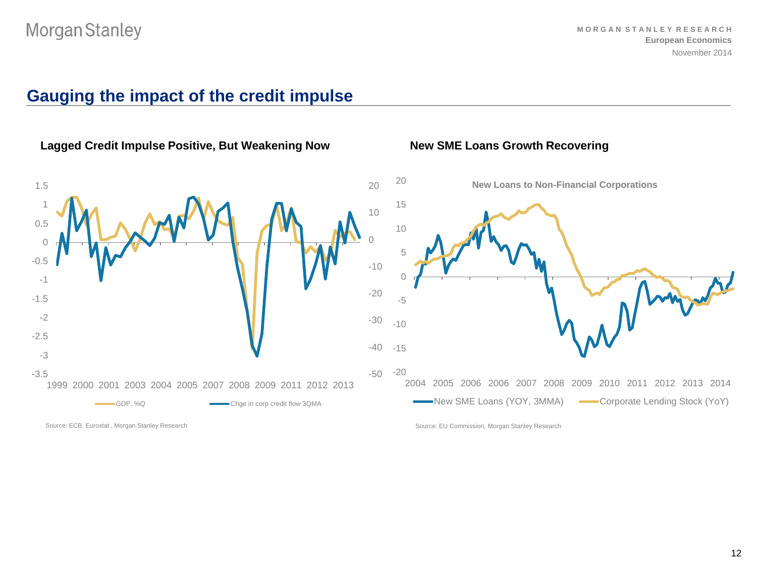## Gauging the impact of the credit impulse

**Lagged Credit Impulse Positive, But Weakening Now**

GDP, %Q — Chge in corp credit flow 3QMA

Source: ECB, Eurostat , Morgan Stanley Research

**New SME Loans Growth Recovering**

New Loans to Non-Financial Corporations

New SME Loans (YOY, 3MMA) — Corporate Lending Stock (YoY)

Source: EU Commission, Morgan Stanley Research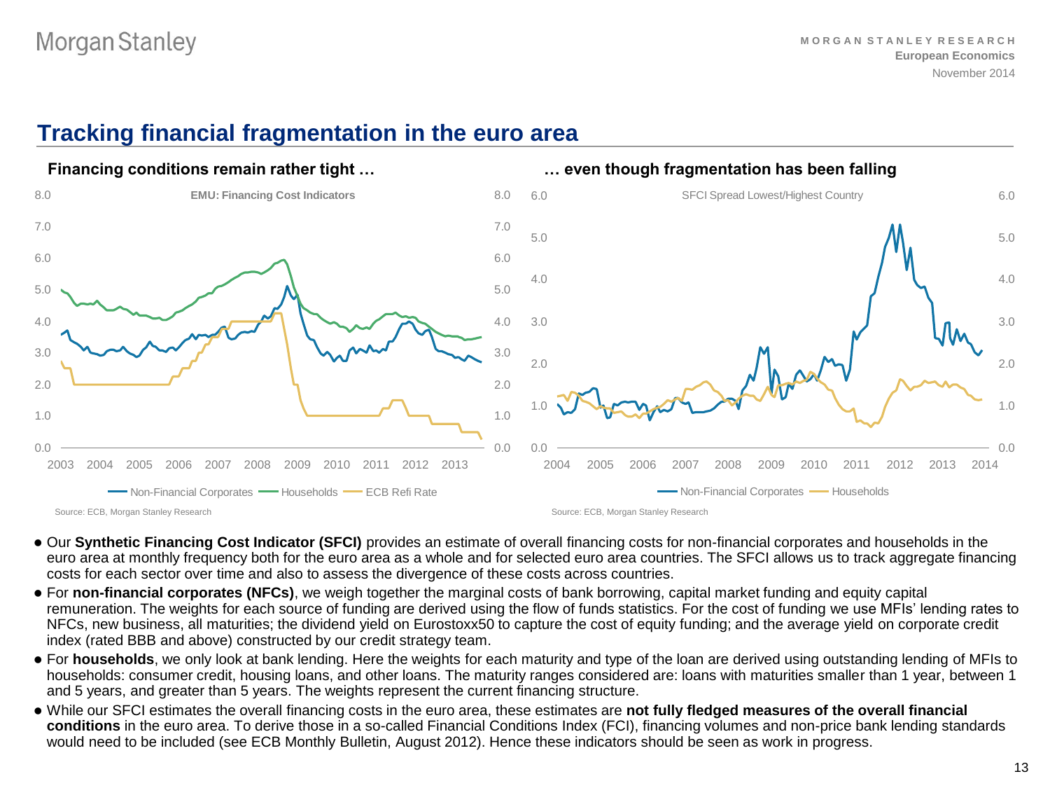## Tracking financial fragmentation in the euro area

**Financing conditions remain rather tight …**

EMU: Financing Cost Indicators

Non-Financial Corporates, Households, ECB Refi Rate

Source: ECB, Morgan Stanley Research

**… even though fragmentation has been falling**

SFCI Spread Lowest/Highest Country

Non-Financial Corporates, Households

Source: ECB, Morgan Stanley Research

- Our **Synthetic Financing Cost Indicator (SFCI)** provides an estimate of overall financing costs for non-financial corporates and households in the euro area at monthly frequency both for the euro area as a whole and for selected euro area countries. The SFCI allows us to track aggregate financing costs for each sector over time and also to assess the divergence of these costs across countries.
- For **non-financial corporates (NFCs)**, we weigh together the marginal costs of bank borrowing, capital market funding and equity capital remuneration. The weights for each source of funding are derived using the flow of funds statistics. For the cost of funding we use MFIs' lending rates to NFCs, new business, all maturities; the dividend yield on Eurostoxx50 to capture the cost of equity funding; and the average yield on corporate credit index (rated BBB and above) constructed by our credit strategy team.
- For **households**, we only look at bank lending. Here the weights for each maturity and type of the loan are derived using outstanding lending of MFIs to households: consumer credit, housing loans, and other loans. The maturity ranges considered are: loans with maturities smaller than 1 year, between 1 and 5 years, and greater than 5 years. The weights represent the current financing structure.
- While our SFCI estimates the overall financing costs in the euro area, these estimates are **not fully fledged measures of the overall financial conditions** in the euro area. To derive those in a so-called Financial Conditions Index (FCI), financing volumes and non-price bank lending standards would need to be included (see ECB Monthly Bulletin, August 2012). Hence these indicators should be seen as work in progress.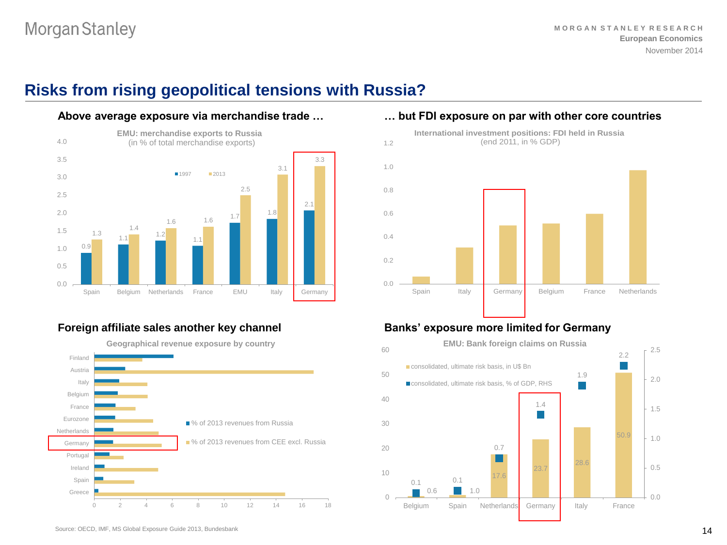# Risks from rising geopolitical tensions with Russia?

## Above average exposure via merchandise trade …

**EMU: merchandise exports to Russia**
(in % of total merchandise exports)

| | 1997 | 2013 |
|---|---|---|
| Spain | 0.9 | 1.3 |
| Belgium | 1.1 | 1.4 |
| Netherlands | 1.2 | 1.6 |
| France | 1.1 | 1.6 |
| EMU | 1.7 | 2.5 |
| Italy | 1.8 | 3.1 |
| Germany | 2.1 | 3.3 |

## … but FDI exposure on par with other core countries

**International investment positions: FDI held in Russia**
(end 2011, in % GDP)

Spain, Italy, Germany, Belgium, France, Netherlands

## Foreign affiliate sales another key channel

**Geographical revenue exposure by country**

■ % of 2013 revenues from Russia
■ % of 2013 revenues from CEE excl. Russia

Finland, Austria, Italy, Belgium, France, Eurozone, Netherlands, Germany, Portugal, Ireland, Spain, Greece

## Banks' exposure more limited for Germany

**EMU: Bank foreign claims on Russia**

| | consolidated, ultimate risk basis, in US$ Bn | consolidated, ultimate risk basis, % of GDP, RHS |
|---|---|---|
| Belgium | 0.6 | 0.1 |
| Spain | 1.0 | 0.1 |
| Netherlands | 17.6 | 0.7 |
| Germany | 23.7 | 1.4 |
| Italy | 28.6 | 1.9 |
| France | 50.9 | 2.2 |

Source: OECD, IMF, MS Global Exposure Guide 2013, Bundesbank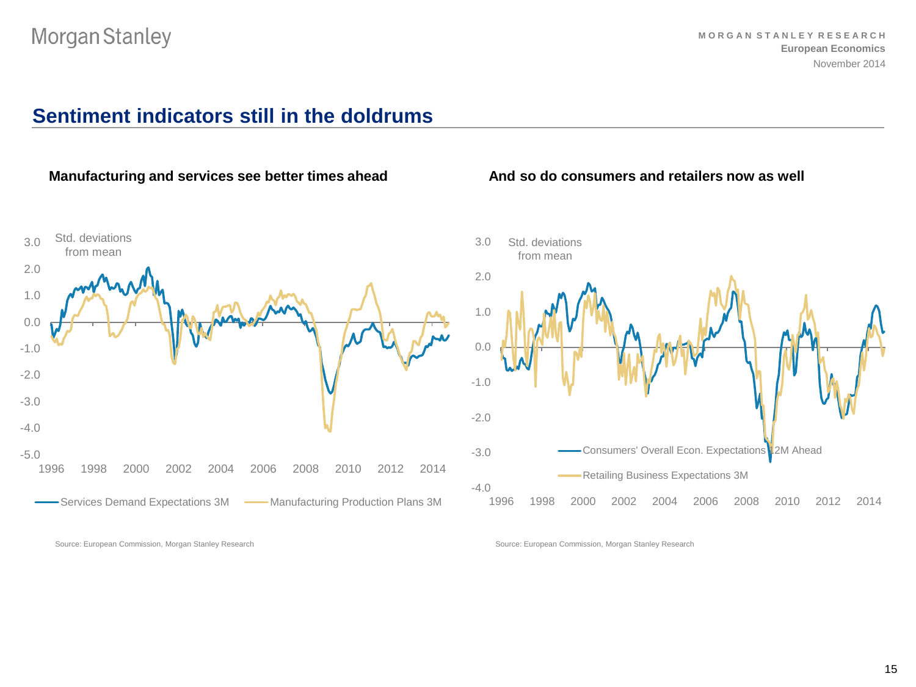## Sentiment indicators still in the doldrums

**Manufacturing and services see better times ahead**

Source: European Commission, Morgan Stanley Research

**And so do consumers and retailers now as well**

Source: European Commission, Morgan Stanley Research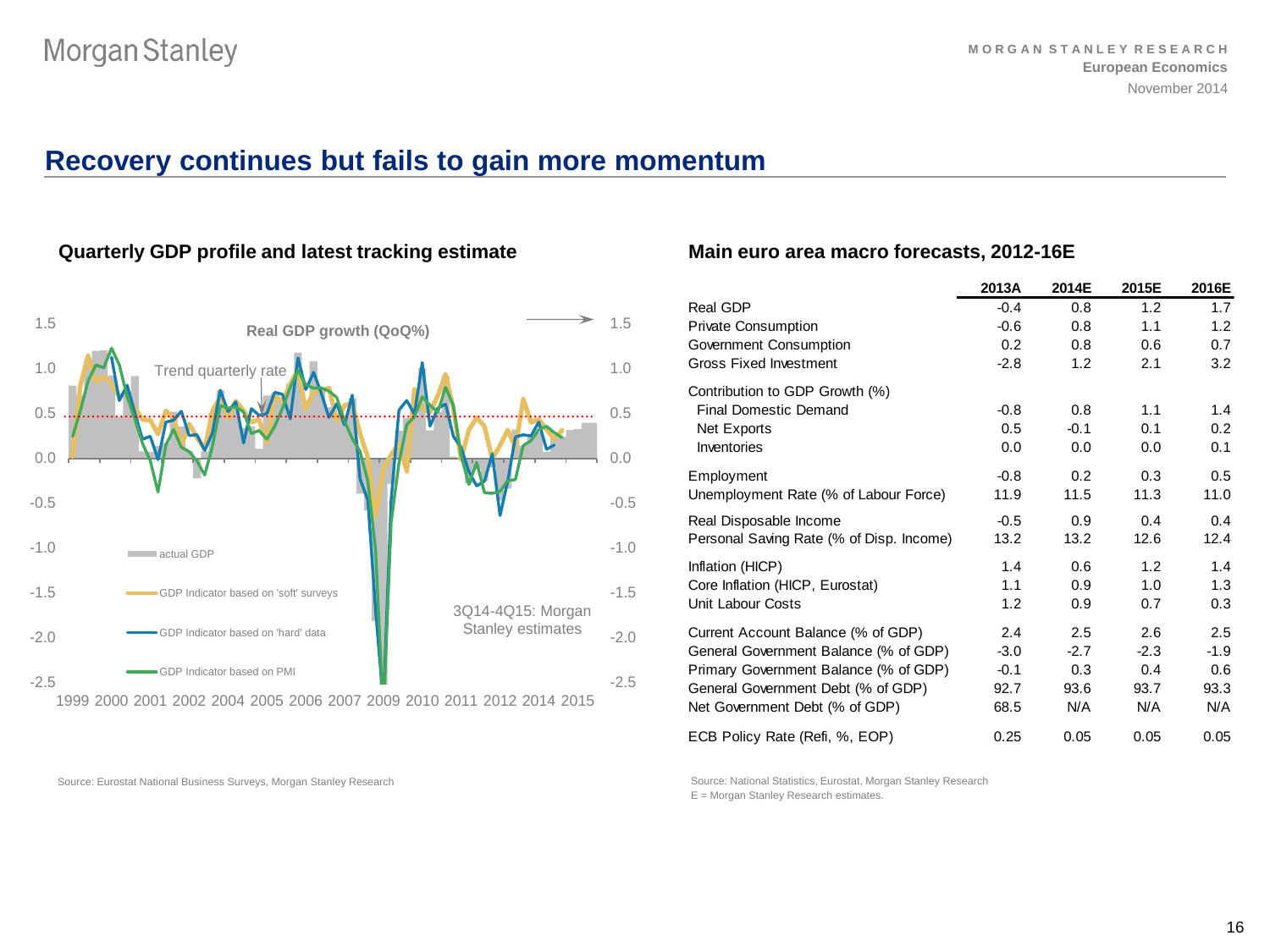# Recovery continues but fails to gain more momentum

## Quarterly GDP profile and latest tracking estimate

Real GDP growth (QoQ%)

Trend quarterly rate

actual GDP

GDP Indicator based on 'soft' surveys

GDP Indicator based on 'hard' data

GDP Indicator based on PMI

3Q14-4Q15: Morgan Stanley estimates

1999 2000 2001 2002 2004 2005 2006 2007 2009 2010 2011 2012 2014 2015

Source: Eurostat National Business Surveys, Morgan Stanley Research

## Main euro area macro forecasts, 2012-16E

| | 2013A | 2014E | 2015E | 2016E |
|---|---|---|---|---|
| Real GDP | -0.4 | 0.8 | 1.2 | 1.7 |
| Private Consumption | -0.6 | 0.8 | 1.1 | 1.2 |
| Government Consumption | 0.2 | 0.8 | 0.6 | 0.7 |
| Gross Fixed Investment | -2.8 | 1.2 | 2.1 | 3.2 |
| Contribution to GDP Growth (%) | | | | |
| Final Domestic Demand | -0.8 | 0.8 | 1.1 | 1.4 |
| Net Exports | 0.5 | -0.1 | 0.1 | 0.2 |
| Inventories | 0.0 | 0.0 | 0.0 | 0.1 |
| Employment | -0.8 | 0.2 | 0.3 | 0.5 |
| Unemployment Rate (% of Labour Force) | 11.9 | 11.5 | 11.3 | 11.0 |
| Real Disposable Income | -0.5 | 0.9 | 0.4 | 0.4 |
| Personal Saving Rate (% of Disp. Income) | 13.2 | 13.2 | 12.6 | 12.4 |
| Inflation (HICP) | 1.4 | 0.6 | 1.2 | 1.4 |
| Core Inflation (HICP, Eurostat) | 1.1 | 0.9 | 1.0 | 1.3 |
| Unit Labour Costs | 1.2 | 0.9 | 0.7 | 0.3 |
| Current Account Balance (% of GDP) | 2.4 | 2.5 | 2.6 | 2.5 |
| General Government Balance (% of GDP) | -3.0 | -2.7 | -2.3 | -1.9 |
| Primary Government Balance (% of GDP) | -0.1 | 0.3 | 0.4 | 0.6 |
| General Government Debt (% of GDP) | 92.7 | 93.6 | 93.7 | 93.3 |
| Net Government Debt (% of GDP) | 68.5 | N/A | N/A | N/A |
| ECB Policy Rate (Refi, %, EOP) | 0.25 | 0.05 | 0.05 | 0.05 |

Source: National Statistics, Eurostat, Morgan Stanley Research
E = Morgan Stanley Research estimates.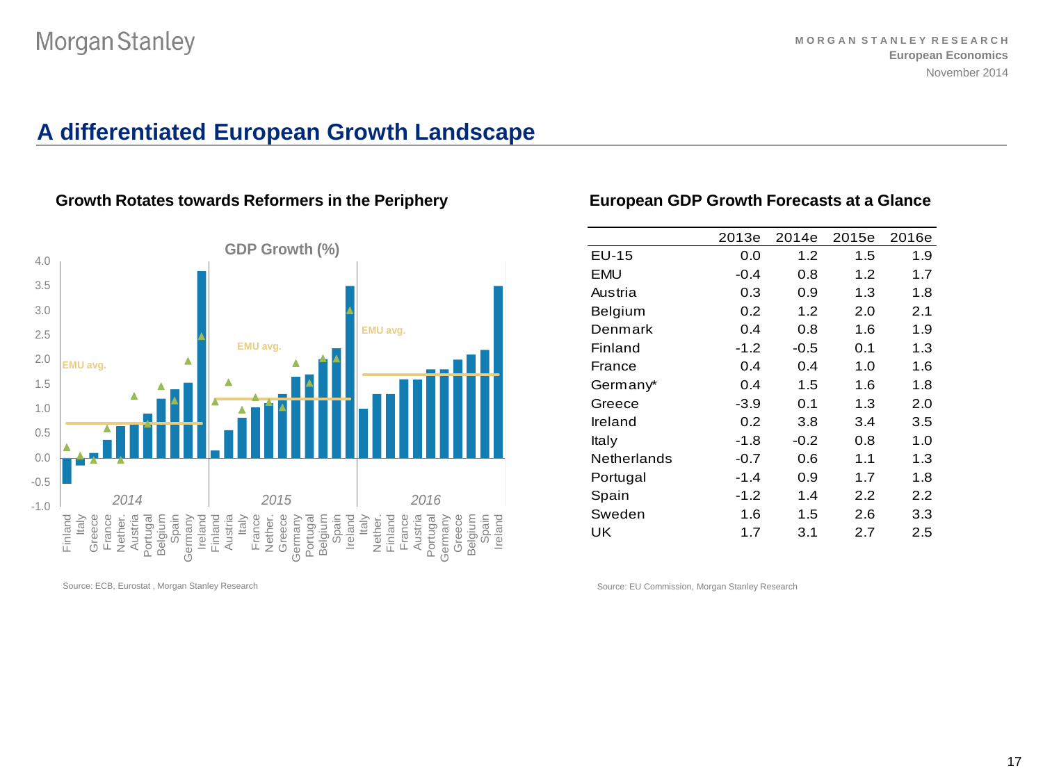# A differentiated European Growth Landscape

## Growth Rotates towards Reformers in the Periphery

GDP Growth (%)

Source: ECB, Eurostat , Morgan Stanley Research

## European GDP Growth Forecasts at a Glance

| | 2013e | 2014e | 2015e | 2016e |
|---|---|---|---|---|
| EU-15 | 0.0 | 1.2 | 1.5 | 1.9 |
| EMU | -0.4 | 0.8 | 1.2 | 1.7 |
| Austria | 0.3 | 0.9 | 1.3 | 1.8 |
| Belgium | 0.2 | 1.2 | 2.0 | 2.1 |
| Denmark | 0.4 | 0.8 | 1.6 | 1.9 |
| Finland | -1.2 | -0.5 | 0.1 | 1.3 |
| France | 0.4 | 0.4 | 1.0 | 1.6 |
| Germany* | 0.4 | 1.5 | 1.6 | 1.8 |
| Greece | -3.9 | 0.1 | 1.3 | 2.0 |
| Ireland | 0.2 | 3.8 | 3.4 | 3.5 |
| Italy | -1.8 | -0.2 | 0.8 | 1.0 |
| Netherlands | -0.7 | 0.6 | 1.1 | 1.3 |
| Portugal | -1.4 | 0.9 | 1.7 | 1.8 |
| Spain | -1.2 | 1.4 | 2.2 | 2.2 |
| Sweden | 1.6 | 1.5 | 2.6 | 3.3 |
| UK | 1.7 | 3.1 | 2.7 | 2.5 |

Source: EU Commission, Morgan Stanley Research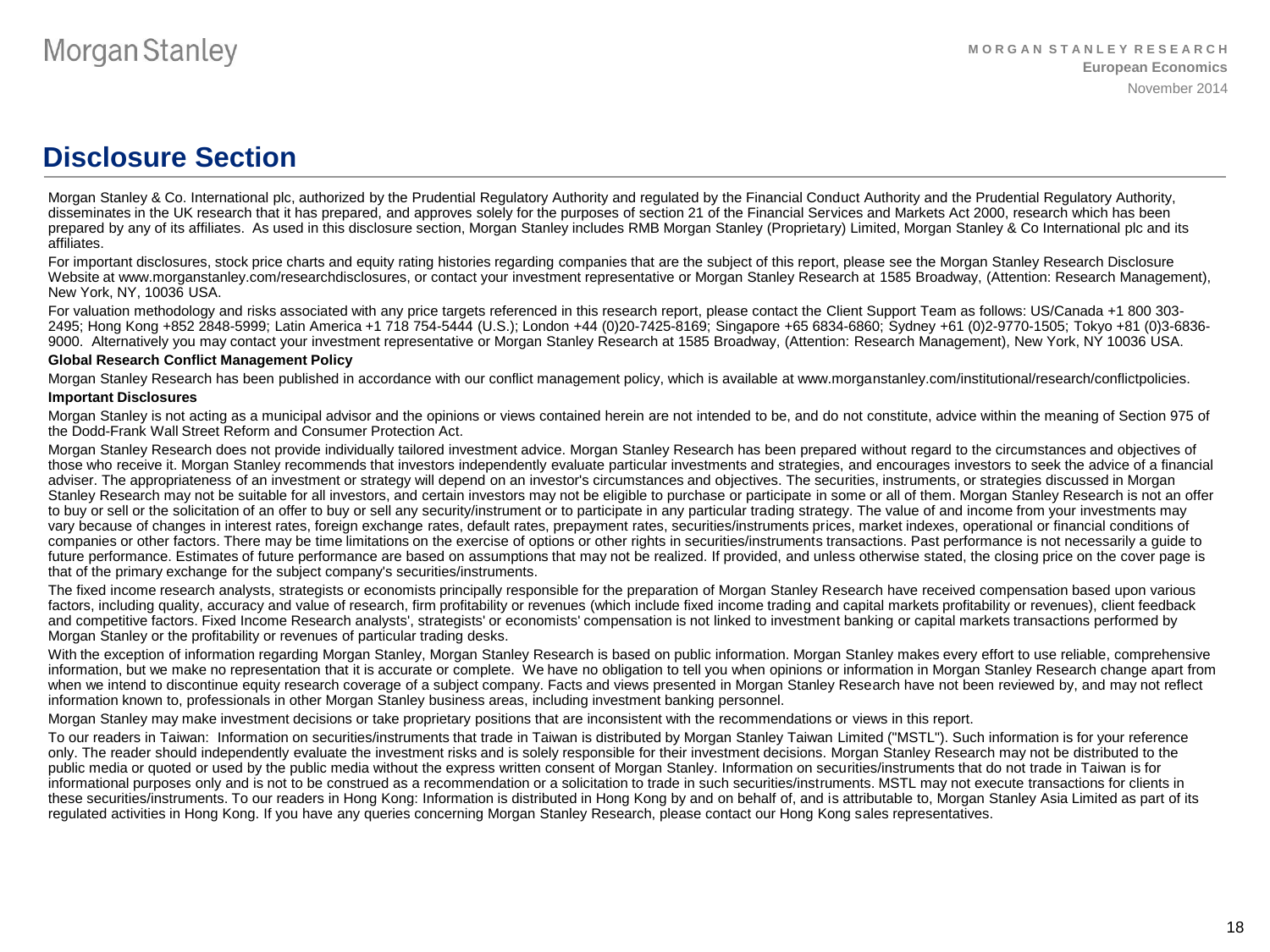# Disclosure Section

Morgan Stanley & Co. International plc, authorized by the Prudential Regulatory Authority and regulated by the Financial Conduct Authority and the Prudential Regulatory Authority, disseminates in the UK research that it has prepared, and approves solely for the purposes of section 21 of the Financial Services and Markets Act 2000, research which has been prepared by any of its affiliates. As used in this disclosure section, Morgan Stanley includes RMB Morgan Stanley (Proprietary) Limited, Morgan Stanley & Co International plc and its affiliates.

For important disclosures, stock price charts and equity rating histories regarding companies that are the subject of this report, please see the Morgan Stanley Research Disclosure Website at www.morganstanley.com/researchdisclosures, or contact your investment representative or Morgan Stanley Research at 1585 Broadway, (Attention: Research Management), New York, NY, 10036 USA.

For valuation methodology and risks associated with any price targets referenced in this research report, please contact the Client Support Team as follows: US/Canada +1 800 303-2495; Hong Kong +852 2848-5999; Latin America +1 718 754-5444 (U.S.); London +44 (0)20-7425-8169; Singapore +65 6834-6860; Sydney +61 (0)2-9770-1505; Tokyo +81 (0)3-6836-9000. Alternatively you may contact your investment representative or Morgan Stanley Research at 1585 Broadway, (Attention: Research Management), New York, NY 10036 USA.

**Global Research Conflict Management Policy**

Morgan Stanley Research has been published in accordance with our conflict management policy, which is available at www.morganstanley.com/institutional/research/conflictpolicies.

**Important Disclosures**

Morgan Stanley is not acting as a municipal advisor and the opinions or views contained herein are not intended to be, and do not constitute, advice within the meaning of Section 975 of the Dodd-Frank Wall Street Reform and Consumer Protection Act.

Morgan Stanley Research does not provide individually tailored investment advice. Morgan Stanley Research has been prepared without regard to the circumstances and objectives of those who receive it. Morgan Stanley recommends that investors independently evaluate particular investments and strategies, and encourages investors to seek the advice of a financial adviser. The appropriateness of an investment or strategy will depend on an investor's circumstances and objectives. The securities, instruments, or strategies discussed in Morgan Stanley Research may not be suitable for all investors, and certain investors may not be eligible to purchase or participate in some or all of them. Morgan Stanley Research is not an offer to buy or sell or the solicitation of an offer to buy or sell any security/instrument or to participate in any particular trading strategy. The value of and income from your investments may vary because of changes in interest rates, foreign exchange rates, default rates, prepayment rates, securities/instruments prices, market indexes, operational or financial conditions of companies or other factors. There may be time limitations on the exercise of options or other rights in securities/instruments transactions. Past performance is not necessarily a guide to future performance. Estimates of future performance are based on assumptions that may not be realized. If provided, and unless otherwise stated, the closing price on the cover page is that of the primary exchange for the subject company's securities/instruments.

The fixed income research analysts, strategists or economists principally responsible for the preparation of Morgan Stanley Research have received compensation based upon various factors, including quality, accuracy and value of research, firm profitability or revenues (which include fixed income trading and capital markets profitability or revenues), client feedback and competitive factors. Fixed Income Research analysts', strategists' or economists' compensation is not linked to investment banking or capital markets transactions performed by Morgan Stanley or the profitability or revenues of particular trading desks.

With the exception of information regarding Morgan Stanley, Morgan Stanley Research is based on public information. Morgan Stanley makes every effort to use reliable, comprehensive information, but we make no representation that it is accurate or complete. We have no obligation to tell you when opinions or information in Morgan Stanley Research change apart from when we intend to discontinue equity research coverage of a subject company. Facts and views presented in Morgan Stanley Research have not been reviewed by, and may not reflect information known to, professionals in other Morgan Stanley business areas, including investment banking personnel.

Morgan Stanley may make investment decisions or take proprietary positions that are inconsistent with the recommendations or views in this report.

To our readers in Taiwan: Information on securities/instruments that trade in Taiwan is distributed by Morgan Stanley Taiwan Limited ("MSTL"). Such information is for your reference only. The reader should independently evaluate the investment risks and is solely responsible for their investment decisions. Morgan Stanley Research may not be distributed to the public media or quoted or used by the public media without the express written consent of Morgan Stanley. Information on securities/instruments that do not trade in Taiwan is for informational purposes only and is not to be construed as a recommendation or a solicitation to trade in such securities/instruments. MSTL may not execute transactions for clients in these securities/instruments. To our readers in Hong Kong: Information is distributed in Hong Kong by and on behalf of, and is attributable to, Morgan Stanley Asia Limited as part of its regulated activities in Hong Kong. If you have any queries concerning Morgan Stanley Research, please contact our Hong Kong sales representatives.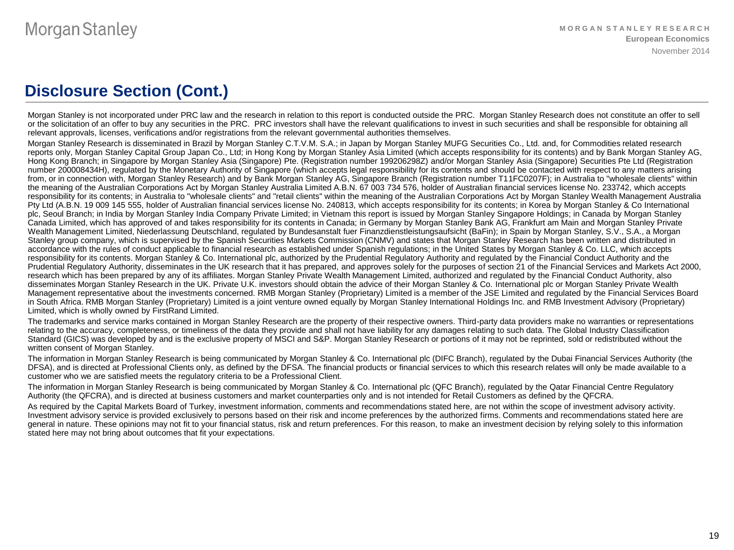# Disclosure Section (Cont.)

Morgan Stanley is not incorporated under PRC law and the research in relation to this report is conducted outside the PRC. Morgan Stanley Research does not constitute an offer to sell or the solicitation of an offer to buy any securities in the PRC. PRC investors shall have the relevant qualifications to invest in such securities and shall be responsible for obtaining all relevant approvals, licenses, verifications and/or registrations from the relevant governmental authorities themselves.

Morgan Stanley Research is disseminated in Brazil by Morgan Stanley C.T.V.M. S.A.; in Japan by Morgan Stanley MUFG Securities Co., Ltd. and, for Commodities related research reports only, Morgan Stanley Capital Group Japan Co., Ltd; in Hong Kong by Morgan Stanley Asia Limited (which accepts responsibility for its contents) and by Bank Morgan Stanley AG, Hong Kong Branch; in Singapore by Morgan Stanley Asia (Singapore) Pte. (Registration number 199206298Z) and/or Morgan Stanley Asia (Singapore) Securities Pte Ltd (Registration number 200008434H), regulated by the Monetary Authority of Singapore (which accepts legal responsibility for its contents and should be contacted with respect to any matters arising from, or in connection with, Morgan Stanley Research) and by Bank Morgan Stanley AG, Singapore Branch (Registration number T11FC0207F); in Australia to "wholesale clients" within the meaning of the Australian Corporations Act by Morgan Stanley Australia Limited A.B.N. 67 003 734 576, holder of Australian financial services license No. 233742, which accepts responsibility for its contents; in Australia to "wholesale clients" and "retail clients" within the meaning of the Australian Corporations Act by Morgan Stanley Wealth Management Australia Pty Ltd (A.B.N. 19 009 145 555, holder of Australian financial services license No. 240813, which accepts responsibility for its contents; in Korea by Morgan Stanley & Co International plc, Seoul Branch; in India by Morgan Stanley India Company Private Limited; in Vietnam this report is issued by Morgan Stanley Singapore Holdings; in Canada by Morgan Stanley Canada Limited, which has approved of and takes responsibility for its contents in Canada; in Germany by Morgan Stanley Bank AG, Frankfurt am Main and Morgan Stanley Private Wealth Management Limited, Niederlassung Deutschland, regulated by Bundesanstalt fuer Finanzdienstleistungsaufsicht (BaFin); in Spain by Morgan Stanley, S.V., S.A., a Morgan Stanley group company, which is supervised by the Spanish Securities Markets Commission (CNMV) and states that Morgan Stanley Research has been written and distributed in accordance with the rules of conduct applicable to financial research as established under Spanish regulations; in the United States by Morgan Stanley & Co. LLC, which accepts responsibility for its contents. Morgan Stanley & Co. International plc, authorized by the Prudential Regulatory Authority and regulated by the Financial Conduct Authority and the Prudential Regulatory Authority, disseminates in the UK research that it has prepared, and approves solely for the purposes of section 21 of the Financial Services and Markets Act 2000, research which has been prepared by any of its affiliates. Morgan Stanley Private Wealth Management Limited, authorized and regulated by the Financial Conduct Authority, also disseminates Morgan Stanley Research in the UK. Private U.K. investors should obtain the advice of their Morgan Stanley & Co. International plc or Morgan Stanley Private Wealth Management representative about the investments concerned. RMB Morgan Stanley (Proprietary) Limited is a member of the JSE Limited and regulated by the Financial Services Board in South Africa. RMB Morgan Stanley (Proprietary) Limited is a joint venture owned equally by Morgan Stanley International Holdings Inc. and RMB Investment Advisory (Proprietary) Limited, which is wholly owned by FirstRand Limited.

The trademarks and service marks contained in Morgan Stanley Research are the property of their respective owners. Third-party data providers make no warranties or representations relating to the accuracy, completeness, or timeliness of the data they provide and shall not have liability for any damages relating to such data. The Global Industry Classification Standard (GICS) was developed by and is the exclusive property of MSCI and S&P. Morgan Stanley Research or portions of it may not be reprinted, sold or redistributed without the written consent of Morgan Stanley.

The information in Morgan Stanley Research is being communicated by Morgan Stanley & Co. International plc (DIFC Branch), regulated by the Dubai Financial Services Authority (the DFSA), and is directed at Professional Clients only, as defined by the DFSA. The financial products or financial services to which this research relates will only be made available to a customer who we are satisfied meets the regulatory criteria to be a Professional Client.

The information in Morgan Stanley Research is being communicated by Morgan Stanley & Co. International plc (QFC Branch), regulated by the Qatar Financial Centre Regulatory Authority (the QFCRA), and is directed at business customers and market counterparties only and is not intended for Retail Customers as defined by the QFCRA.

As required by the Capital Markets Board of Turkey, investment information, comments and recommendations stated here, are not within the scope of investment advisory activity. Investment advisory service is provided exclusively to persons based on their risk and income preferences by the authorized firms. Comments and recommendations stated here are general in nature. These opinions may not fit to your financial status, risk and return preferences. For this reason, to make an investment decision by relying solely to this information stated here may not bring about outcomes that fit your expectations.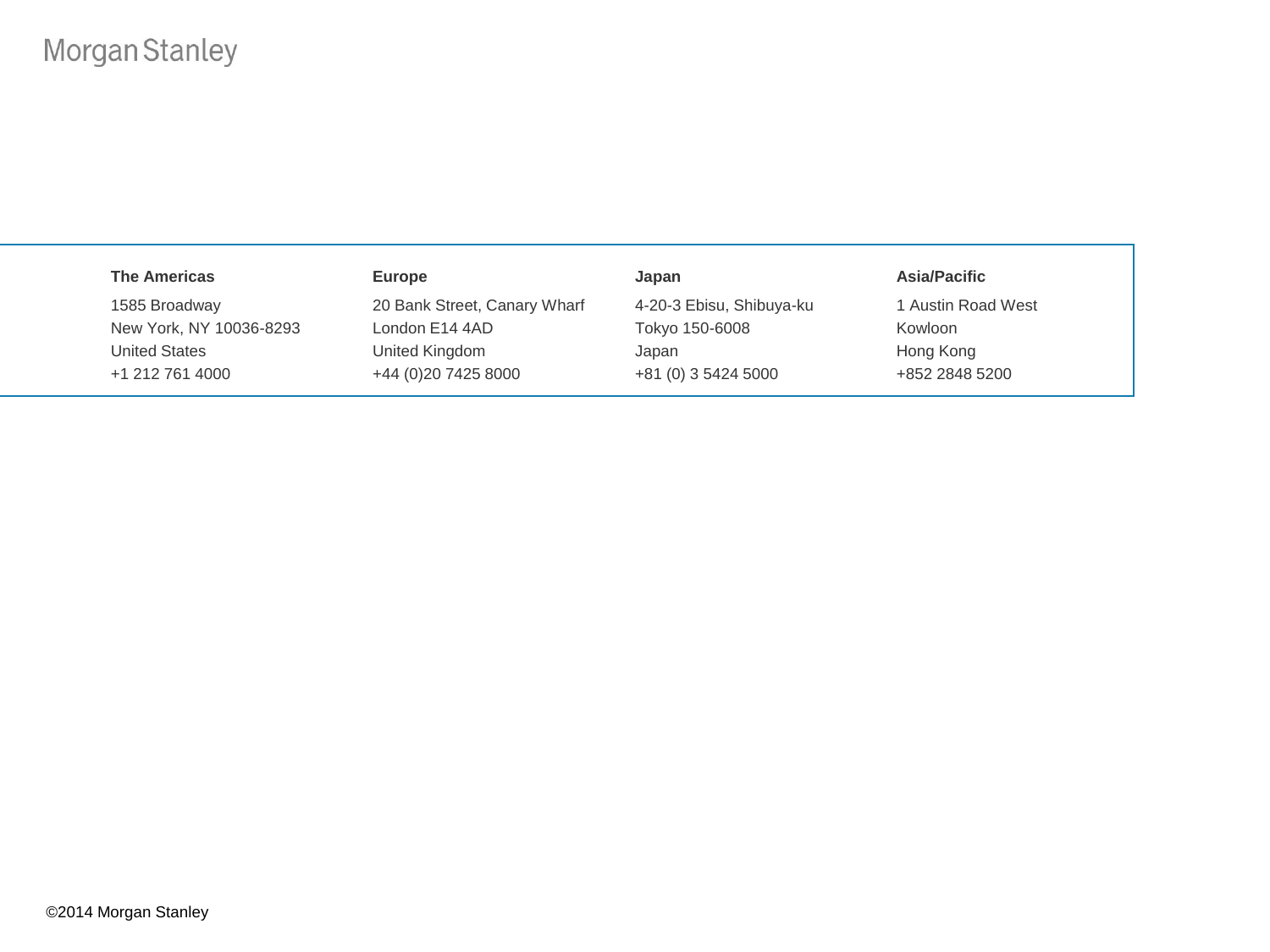Morgan Stanley

| The Americas | Europe | Japan | Asia/Pacific |
| --- | --- | --- | --- |
| 1585 Broadway<br>New York, NY 10036-8293<br>United States<br>+1 212 761 4000 | 20 Bank Street, Canary Wharf<br>London E14 4AD<br>United Kingdom<br>+44 (0)20 7425 8000 | 4-20-3 Ebisu, Shibuya-ku<br>Tokyo 150-6008<br>Japan<br>+81 (0) 3 5424 5000 | 1 Austin Road West<br>Kowloon<br>Hong Kong<br>+852 2848 5200 |

©2014 Morgan Stanley